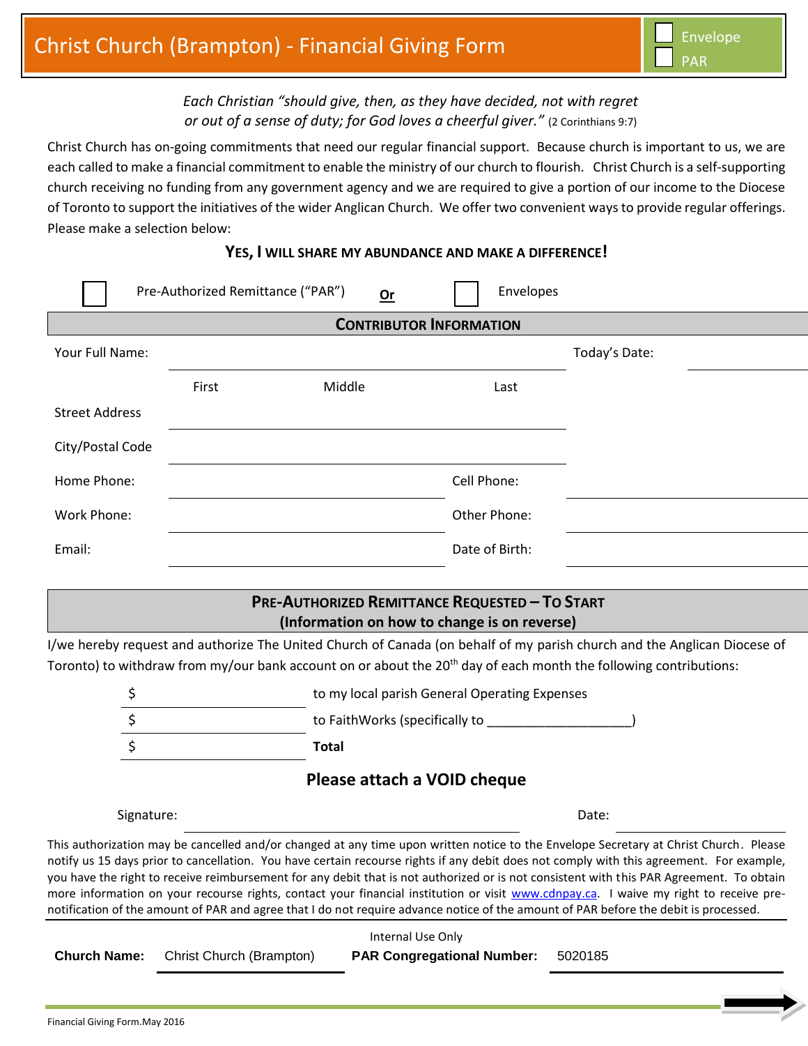# Christ Church (Brampton) - Financial Giving Form

☐ Envelope
☐ PAR

*Each Christian "should give, then, as they have decided, not with regret or out of a sense of duty; for God loves a cheerful giver."* (2 Corinthians 9:7)

Christ Church has on-going commitments that need our regular financial support. Because church is important to us, we are each called to make a financial commitment to enable the ministry of our church to flourish. Christ Church is a self-supporting church receiving no funding from any government agency and we are required to give a portion of our income to the Diocese of Toronto to support the initiatives of the wider Anglican Church. We offer two convenient ways to provide regular offerings. Please make a selection below:

**YES, I WILL SHARE MY ABUNDANCE AND MAKE A DIFFERENCE!**

☐ Pre-Authorized Remittance ("PAR") **Or** ☐ Envelopes

## CONTRIBUTOR INFORMATION

Your Full Name: ______________________________ Today's Date: __________

First Middle Last

Street Address ______________________________

City/Postal Code ______________________________

Home Phone: ______________________ Cell Phone: ______________________

Work Phone: ______________________ Other Phone: ______________________

Email: ______________________ Date of Birth: ______________________

## PRE-AUTHORIZED REMITTANCE REQUESTED – TO START
**(Information on how to change is on reverse)**

I/we hereby request and authorize The United Church of Canada (on behalf of my parish church and the Anglican Diocese of Toronto) to withdraw from my/our bank account on or about the 20th day of each month the following contributions:

$ ______________ to my local parish General Operating Expenses

$ ______________ to FaithWorks (specifically to ___________________)

$ ______________ **Total**

**Please attach a VOID cheque**

Signature: ______________________________ Date: ______________

This authorization may be cancelled and/or changed at any time upon written notice to the Envelope Secretary at Christ Church. Please notify us 15 days prior to cancellation. You have certain recourse rights if any debit does not comply with this agreement. For example, you have the right to receive reimbursement for any debit that is not authorized or is not consistent with this PAR Agreement. To obtain more information on your recourse rights, contact your financial institution or visit www.cdnpay.ca. I waive my right to receive pre-notification of the amount of PAR and agree that I do not require advance notice of the amount of PAR before the debit is processed.

Internal Use Only

**Church Name:** Christ Church (Brampton) **PAR Congregational Number:** 5020185

Financial Giving Form.May 2016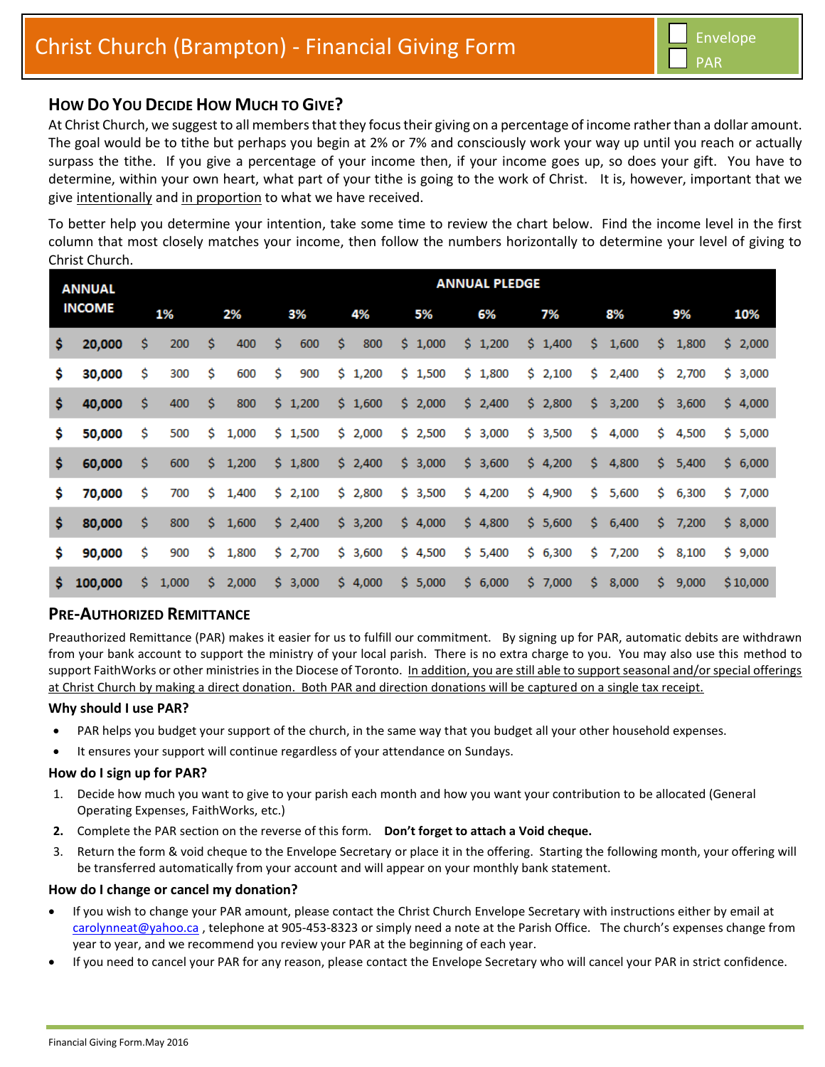# Christ Church (Brampton) - Financial Giving Form

☐ Envelope
☐ PAR

## How Do You Decide How Much to Give?

At Christ Church, we suggest to all members that they focus their giving on a percentage of income rather than a dollar amount. The goal would be to tithe but perhaps you begin at 2% or 7% and consciously work your way up until you reach or actually surpass the tithe. If you give a percentage of your income then, if your income goes up, so does your gift. You have to determine, within your own heart, what part of your tithe is going to the work of Christ. It is, however, important that we give intentionally and in proportion to what we have received.

To better help you determine your intention, take some time to review the chart below. Find the income level in the first column that most closely matches your income, then follow the numbers horizontally to determine your level of giving to Christ Church.

| ANNUAL INCOME | ANNUAL PLEDGE | | | | | | | | | |
|---|---|---|---|---|---|---|---|---|---|---|
| | 1% | 2% | 3% | 4% | 5% | 6% | 7% | 8% | 9% | 10% |
| $ 20,000 | $ 200 | $ 400 | $ 600 | $ 800 | $ 1,000 | $ 1,200 | $ 1,400 | $ 1,600 | $ 1,800 | $ 2,000 |
| $ 30,000 | $ 300 | $ 600 | $ 900 | $ 1,200 | $ 1,500 | $ 1,800 | $ 2,100 | $ 2,400 | $ 2,700 | $ 3,000 |
| $ 40,000 | $ 400 | $ 800 | $ 1,200 | $ 1,600 | $ 2,000 | $ 2,400 | $ 2,800 | $ 3,200 | $ 3,600 | $ 4,000 |
| $ 50,000 | $ 500 | $ 1,000 | $ 1,500 | $ 2,000 | $ 2,500 | $ 3,000 | $ 3,500 | $ 4,000 | $ 4,500 | $ 5,000 |
| $ 60,000 | $ 600 | $ 1,200 | $ 1,800 | $ 2,400 | $ 3,000 | $ 3,600 | $ 4,200 | $ 4,800 | $ 5,400 | $ 6,000 |
| $ 70,000 | $ 700 | $ 1,400 | $ 2,100 | $ 2,800 | $ 3,500 | $ 4,200 | $ 4,900 | $ 5,600 | $ 6,300 | $ 7,000 |
| $ 80,000 | $ 800 | $ 1,600 | $ 2,400 | $ 3,200 | $ 4,000 | $ 4,800 | $ 5,600 | $ 6,400 | $ 7,200 | $ 8,000 |
| $ 90,000 | $ 900 | $ 1,800 | $ 2,700 | $ 3,600 | $ 4,500 | $ 5,400 | $ 6,300 | $ 7,200 | $ 8,100 | $ 9,000 |
| $ 100,000 | $ 1,000 | $ 2,000 | $ 3,000 | $ 4,000 | $ 5,000 | $ 6,000 | $ 7,000 | $ 8,000 | $ 9,000 | $ 10,000 |

## Pre-Authorized Remittance

Preauthorized Remittance (PAR) makes it easier for us to fulfill our commitment. By signing up for PAR, automatic debits are withdrawn from your bank account to support the ministry of your local parish. There is no extra charge to you. You may also use this method to support FaithWorks or other ministries in the Diocese of Toronto. In addition, you are still able to support seasonal and/or special offerings at Christ Church by making a direct donation. Both PAR and direction donations will be captured on a single tax receipt.

### Why should I use PAR?

- PAR helps you budget your support of the church, in the same way that you budget all your other household expenses.
- It ensures your support will continue regardless of your attendance on Sundays.

### How do I sign up for PAR?

1. Decide how much you want to give to your parish each month and how you want your contribution to be allocated (General Operating Expenses, FaithWorks, etc.)
2. Complete the PAR section on the reverse of this form. **Don't forget to attach a Void cheque.**
3. Return the form & void cheque to the Envelope Secretary or place it in the offering. Starting the following month, your offering will be transferred automatically from your account and will appear on your monthly bank statement.

### How do I change or cancel my donation?

- If you wish to change your PAR amount, please contact the Christ Church Envelope Secretary with instructions either by email at carolynneat@yahoo.ca , telephone at 905-453-8323 or simply need a note at the Parish Office. The church's expenses change from year to year, and we recommend you review your PAR at the beginning of each year.
- If you need to cancel your PAR for any reason, please contact the Envelope Secretary who will cancel your PAR in strict confidence.

Financial Giving Form.May 2016